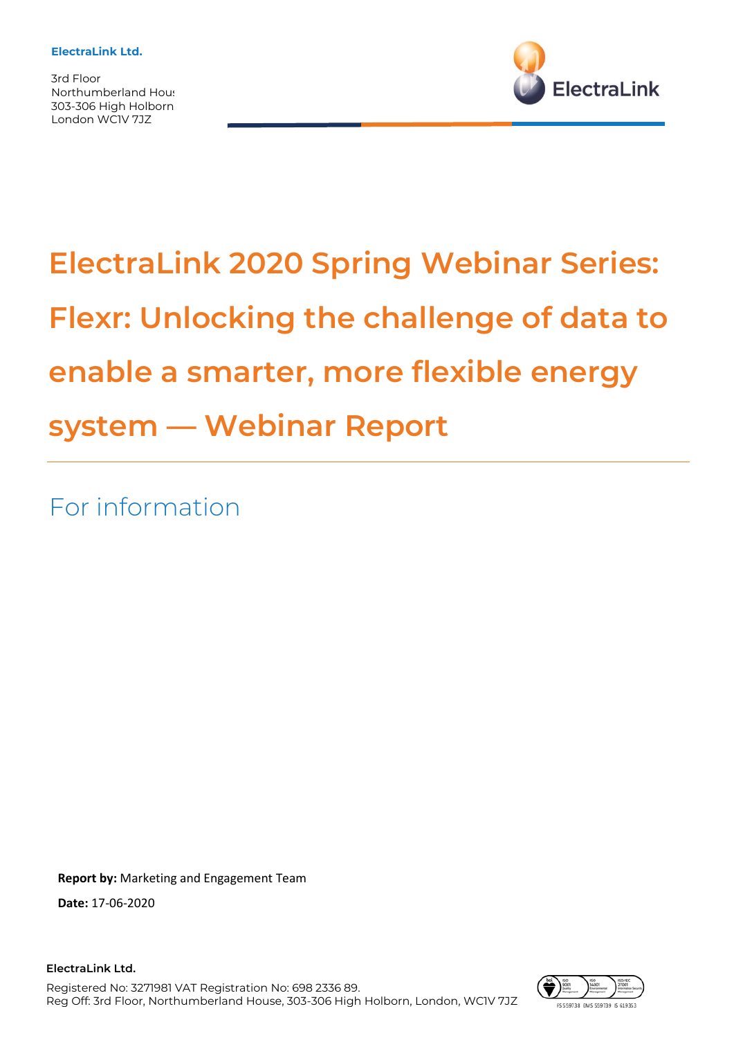**ElectraLink Ltd.**

3rd Floor
Northumberland Hous
303-306 High Holborn
London WC1V 7JZ

# ElectraLink 2020 Spring Webinar Series: Flexr: Unlocking the challenge of data to enable a smarter, more flexible energy system — Webinar Report

## For information

**Report by:** Marketing and Engagement Team

**Date:** 17-06-2020

**ElectraLink Ltd.**

Registered No: 3271981 VAT Registration No: 698 2336 89.
Reg Off: 3rd Floor, Northumberland House, 303-306 High Holborn, London, WC1V 7JZ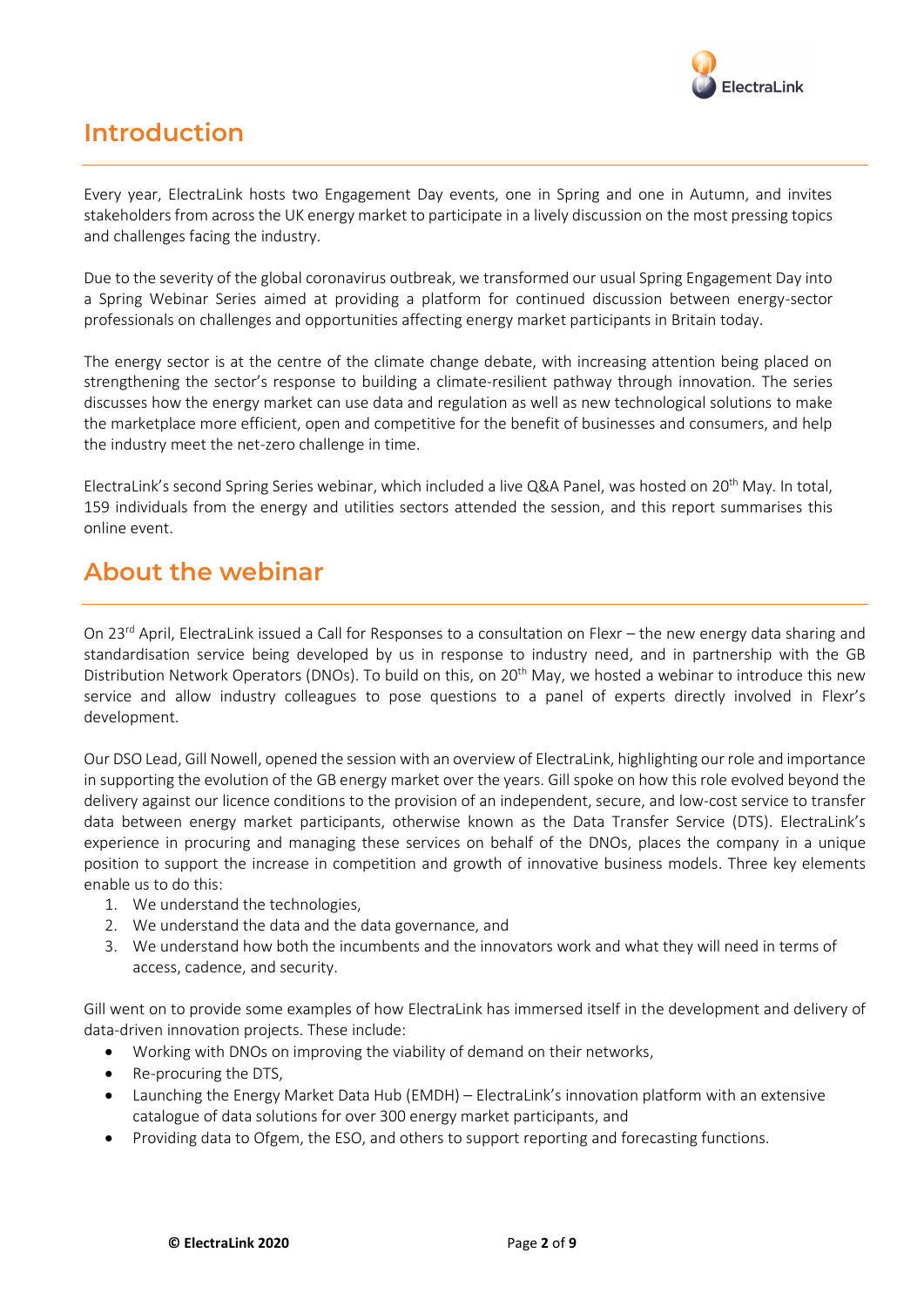## Introduction

Every year, ElectraLink hosts two Engagement Day events, one in Spring and one in Autumn, and invites stakeholders from across the UK energy market to participate in a lively discussion on the most pressing topics and challenges facing the industry.

Due to the severity of the global coronavirus outbreak, we transformed our usual Spring Engagement Day into a Spring Webinar Series aimed at providing a platform for continued discussion between energy-sector professionals on challenges and opportunities affecting energy market participants in Britain today.

The energy sector is at the centre of the climate change debate, with increasing attention being placed on strengthening the sector's response to building a climate-resilient pathway through innovation. The series discusses how the energy market can use data and regulation as well as new technological solutions to make the marketplace more efficient, open and competitive for the benefit of businesses and consumers, and help the industry meet the net-zero challenge in time.

ElectraLink's second Spring Series webinar, which included a live Q&A Panel, was hosted on 20th May. In total, 159 individuals from the energy and utilities sectors attended the session, and this report summarises this online event.

## About the webinar

On 23rd April, ElectraLink issued a Call for Responses to a consultation on Flexr – the new energy data sharing and standardisation service being developed by us in response to industry need, and in partnership with the GB Distribution Network Operators (DNOs). To build on this, on 20th May, we hosted a webinar to introduce this new service and allow industry colleagues to pose questions to a panel of experts directly involved in Flexr's development.

Our DSO Lead, Gill Nowell, opened the session with an overview of ElectraLink, highlighting our role and importance in supporting the evolution of the GB energy market over the years. Gill spoke on how this role evolved beyond the delivery against our licence conditions to the provision of an independent, secure, and low-cost service to transfer data between energy market participants, otherwise known as the Data Transfer Service (DTS). ElectraLink's experience in procuring and managing these services on behalf of the DNOs, places the company in a unique position to support the increase in competition and growth of innovative business models. Three key elements enable us to do this:

1. We understand the technologies,
2. We understand the data and the data governance, and
3. We understand how both the incumbents and the innovators work and what they will need in terms of access, cadence, and security.

Gill went on to provide some examples of how ElectraLink has immersed itself in the development and delivery of data-driven innovation projects. These include:

- Working with DNOs on improving the viability of demand on their networks,
- Re-procuring the DTS,
- Launching the Energy Market Data Hub (EMDH) – ElectraLink's innovation platform with an extensive catalogue of data solutions for over 300 energy market participants, and
- Providing data to Ofgem, the ESO, and others to support reporting and forecasting functions.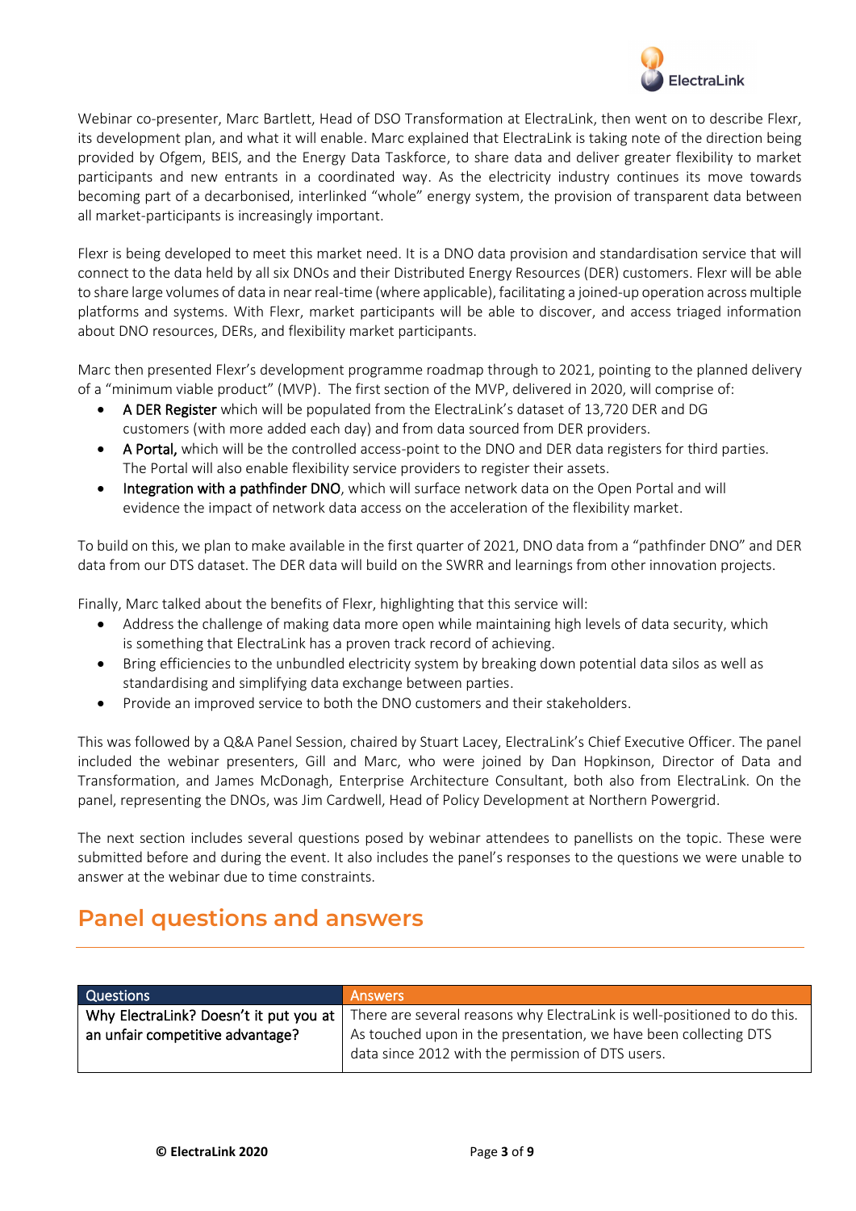Webinar co-presenter, Marc Bartlett, Head of DSO Transformation at ElectraLink, then went on to describe Flexr, its development plan, and what it will enable. Marc explained that ElectraLink is taking note of the direction being provided by Ofgem, BEIS, and the Energy Data Taskforce, to share data and deliver greater flexibility to market participants and new entrants in a coordinated way. As the electricity industry continues its move towards becoming part of a decarbonised, interlinked "whole" energy system, the provision of transparent data between all market-participants is increasingly important.

Flexr is being developed to meet this market need. It is a DNO data provision and standardisation service that will connect to the data held by all six DNOs and their Distributed Energy Resources (DER) customers. Flexr will be able to share large volumes of data in near real-time (where applicable), facilitating a joined-up operation across multiple platforms and systems. With Flexr, market participants will be able to discover, and access triaged information about DNO resources, DERs, and flexibility market participants.

Marc then presented Flexr's development programme roadmap through to 2021, pointing to the planned delivery of a "minimum viable product" (MVP). The first section of the MVP, delivered in 2020, will comprise of:

- **A DER Register** which will be populated from the ElectraLink's dataset of 13,720 DER and DG customers (with more added each day) and from data sourced from DER providers.
- **A Portal,** which will be the controlled access-point to the DNO and DER data registers for third parties. The Portal will also enable flexibility service providers to register their assets.
- **Integration with a pathfinder DNO**, which will surface network data on the Open Portal and will evidence the impact of network data access on the acceleration of the flexibility market.

To build on this, we plan to make available in the first quarter of 2021, DNO data from a "pathfinder DNO" and DER data from our DTS dataset. The DER data will build on the SWRR and learnings from other innovation projects.

Finally, Marc talked about the benefits of Flexr, highlighting that this service will:

- Address the challenge of making data more open while maintaining high levels of data security, which is something that ElectraLink has a proven track record of achieving.
- Bring efficiencies to the unbundled electricity system by breaking down potential data silos as well as standardising and simplifying data exchange between parties.
- Provide an improved service to both the DNO customers and their stakeholders.

This was followed by a Q&A Panel Session, chaired by Stuart Lacey, ElectraLink's Chief Executive Officer. The panel included the webinar presenters, Gill and Marc, who were joined by Dan Hopkinson, Director of Data and Transformation, and James McDonagh, Enterprise Architecture Consultant, both also from ElectraLink. On the panel, representing the DNOs, was Jim Cardwell, Head of Policy Development at Northern Powergrid.

The next section includes several questions posed by webinar attendees to panellists on the topic. These were submitted before and during the event. It also includes the panel's responses to the questions we were unable to answer at the webinar due to time constraints.

## Panel questions and answers

| Questions | Answers |
|---|---|
| Why ElectraLink? Doesn't it put you at an unfair competitive advantage? | There are several reasons why ElectraLink is well-positioned to do this. As touched upon in the presentation, we have been collecting DTS data since 2012 with the permission of DTS users. |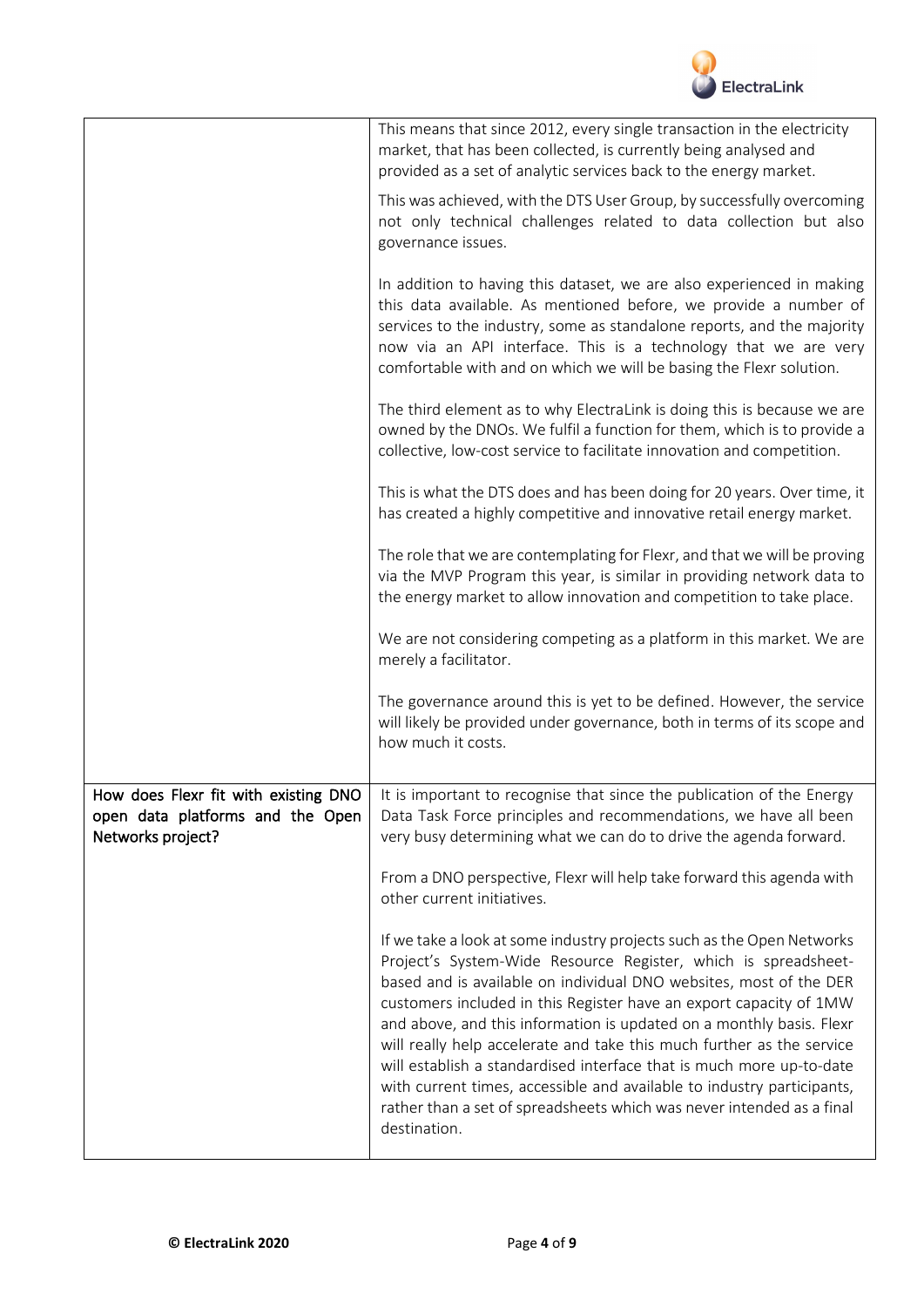| | |
|---|---|
| | This means that since 2012, every single transaction in the electricity market, that has been collected, is currently being analysed and provided as a set of analytic services back to the energy market.<br><br>This was achieved, with the DTS User Group, by successfully overcoming not only technical challenges related to data collection but also governance issues.<br><br>In addition to having this dataset, we are also experienced in making this data available. As mentioned before, we provide a number of services to the industry, some as standalone reports, and the majority now via an API interface. This is a technology that we are very comfortable with and on which we will be basing the Flexr solution.<br><br>The third element as to why ElectraLink is doing this is because we are owned by the DNOs. We fulfil a function for them, which is to provide a collective, low-cost service to facilitate innovation and competition.<br><br>This is what the DTS does and has been doing for 20 years. Over time, it has created a highly competitive and innovative retail energy market.<br><br>The role that we are contemplating for Flexr, and that we will be proving via the MVP Program this year, is similar in providing network data to the energy market to allow innovation and competition to take place.<br><br>We are not considering competing as a platform in this market. We are merely a facilitator.<br><br>The governance around this is yet to be defined. However, the service will likely be provided under governance, both in terms of its scope and how much it costs. |
| **How does Flexr fit with existing DNO open data platforms and the Open Networks project?** | It is important to recognise that since the publication of the Energy Data Task Force principles and recommendations, we have all been very busy determining what we can do to drive the agenda forward.<br><br>From a DNO perspective, Flexr will help take forward this agenda with other current initiatives.<br><br>If we take a look at some industry projects such as the Open Networks Project's System-Wide Resource Register, which is spreadsheet-based and is available on individual DNO websites, most of the DER customers included in this Register have an export capacity of 1MW and above, and this information is updated on a monthly basis. Flexr will really help accelerate and take this much further as the service will establish a standardised interface that is much more up-to-date with current times, accessible and available to industry participants, rather than a set of spreadsheets which was never intended as a final destination. |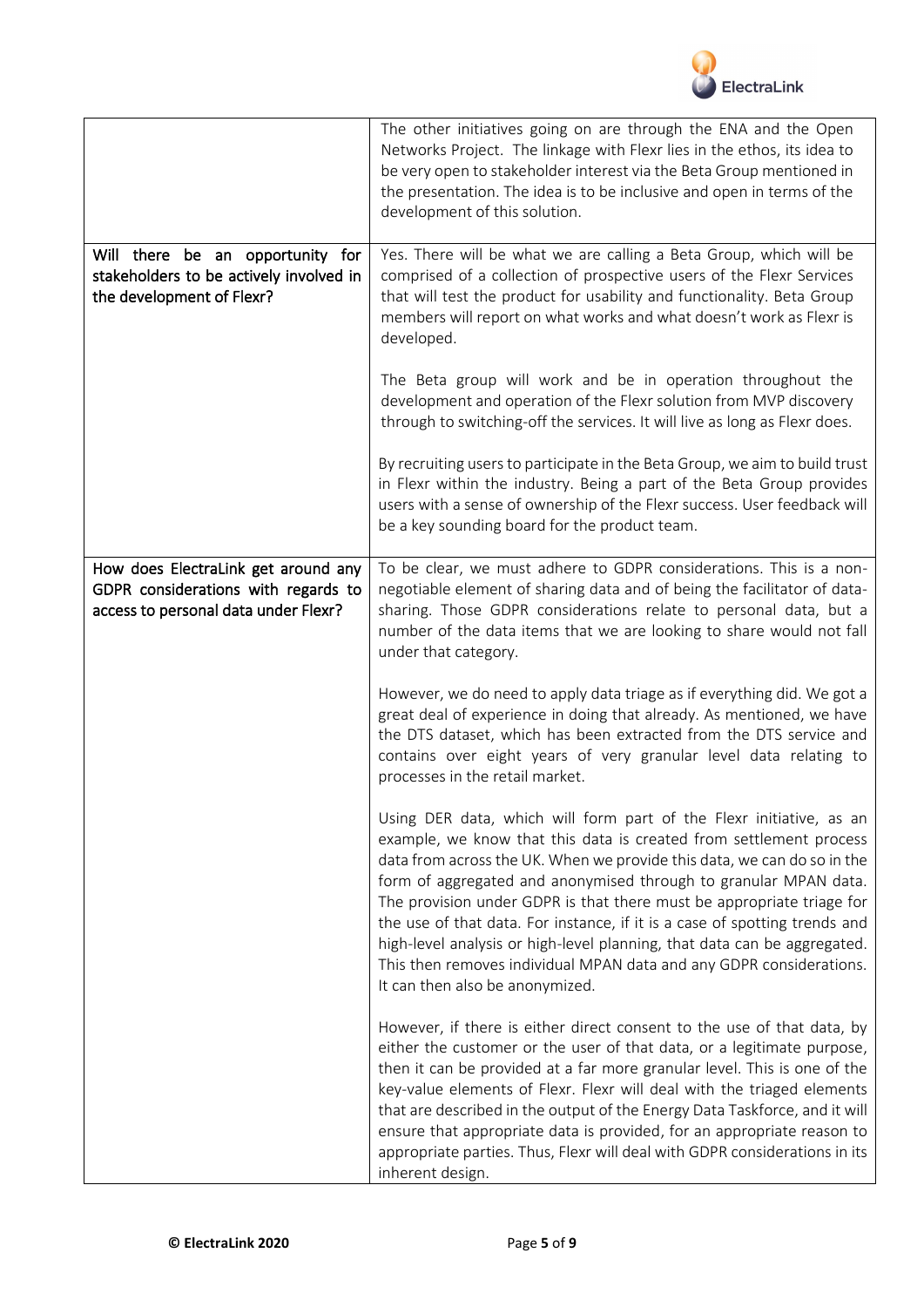| | |
|---|---|
| | The other initiatives going on are through the ENA and the Open Networks Project. The linkage with Flexr lies in the ethos, its idea to be very open to stakeholder interest via the Beta Group mentioned in the presentation. The idea is to be inclusive and open in terms of the development of this solution. |
| **Will there be an opportunity for stakeholders to be actively involved in the development of Flexr?** | Yes. There will be what we are calling a Beta Group, which will be comprised of a collection of prospective users of the Flexr Services that will test the product for usability and functionality. Beta Group members will report on what works and what doesn't work as Flexr is developed.<br><br>The Beta group will work and be in operation throughout the development and operation of the Flexr solution from MVP discovery through to switching-off the services. It will live as long as Flexr does.<br><br>By recruiting users to participate in the Beta Group, we aim to build trust in Flexr within the industry. Being a part of the Beta Group provides users with a sense of ownership of the Flexr success. User feedback will be a key sounding board for the product team. |
| **How does ElectraLink get around any GDPR considerations with regards to access to personal data under Flexr?** | To be clear, we must adhere to GDPR considerations. This is a non-negotiable element of sharing data and of being the facilitator of data-sharing. Those GDPR considerations relate to personal data, but a number of the data items that we are looking to share would not fall under that category.<br><br>However, we do need to apply data triage as if everything did. We got a great deal of experience in doing that already. As mentioned, we have the DTS dataset, which has been extracted from the DTS service and contains over eight years of very granular level data relating to processes in the retail market.<br><br>Using DER data, which will form part of the Flexr initiative, as an example, we know that this data is created from settlement process data from across the UK. When we provide this data, we can do so in the form of aggregated and anonymised through to granular MPAN data. The provision under GDPR is that there must be appropriate triage for the use of that data. For instance, if it is a case of spotting trends and high-level analysis or high-level planning, that data can be aggregated. This then removes individual MPAN data and any GDPR considerations. It can then also be anonymized.<br><br>However, if there is either direct consent to the use of that data, by either the customer or the user of that data, or a legitimate purpose, then it can be provided at a far more granular level. This is one of the key-value elements of Flexr. Flexr will deal with the triaged elements that are described in the output of the Energy Data Taskforce, and it will ensure that appropriate data is provided, for an appropriate reason to appropriate parties. Thus, Flexr will deal with GDPR considerations in its inherent design. |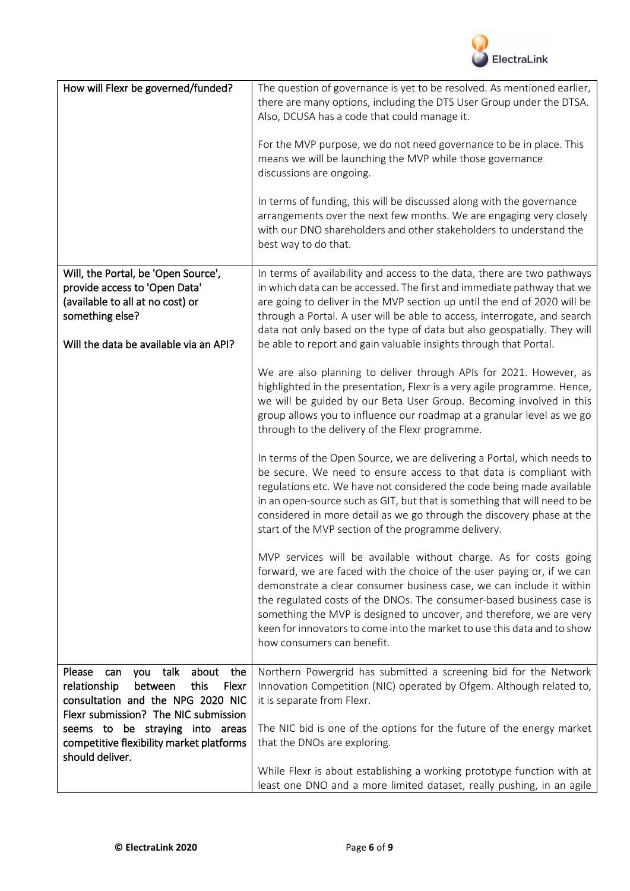| How will Flexr be governed/funded? | The question of governance is yet to be resolved. As mentioned earlier, there are many options, including the DTS User Group under the DTSA. Also, DCUSA has a code that could manage it.<br><br>For the MVP purpose, we do not need governance to be in place. This means we will be launching the MVP while those governance discussions are ongoing.<br><br>In terms of funding, this will be discussed along with the governance arrangements over the next few months. We are engaging very closely with our DNO shareholders and other stakeholders to understand the best way to do that. |
|---|---|
| Will, the Portal, be 'Open Source', provide access to 'Open Data' (available to all at no cost) or something else?<br><br>Will the data be available via an API? | In terms of availability and access to the data, there are two pathways in which data can be accessed. The first and immediate pathway that we are going to deliver in the MVP section up until the end of 2020 will be through a Portal. A user will be able to access, interrogate, and search data not only based on the type of data but also geospatially. They will be able to report and gain valuable insights through that Portal.<br><br>We are also planning to deliver through APIs for 2021. However, as highlighted in the presentation, Flexr is a very agile programme. Hence, we will be guided by our Beta User Group. Becoming involved in this group allows you to influence our roadmap at a granular level as we go through to the delivery of the Flexr programme.<br><br>In terms of the Open Source, we are delivering a Portal, which needs to be secure. We need to ensure access to that data is compliant with regulations etc. We have not considered the code being made available in an open-source such as GIT, but that is something that will need to be considered in more detail as we go through the discovery phase at the start of the MVP section of the programme delivery.<br><br>MVP services will be available without charge. As for costs going forward, we are faced with the choice of the user paying or, if we can demonstrate a clear consumer business case, we can include it within the regulated costs of the DNOs. The consumer-based business case is something the MVP is designed to uncover, and therefore, we are very keen for innovators to come into the market to use this data and to show how consumers can benefit. |
| Please can you talk about the relationship between this Flexr consultation and the NPG 2020 NIC Flexr submission? The NIC submission seems to be straying into areas competitive flexibility market platforms should deliver. | Northern Powergrid has submitted a screening bid for the Network Innovation Competition (NIC) operated by Ofgem. Although related to, it is separate from Flexr.<br><br>The NIC bid is one of the options for the future of the energy market that the DNOs are exploring.<br><br>While Flexr is about establishing a working prototype function with at least one DNO and a more limited dataset, really pushing, in an agile |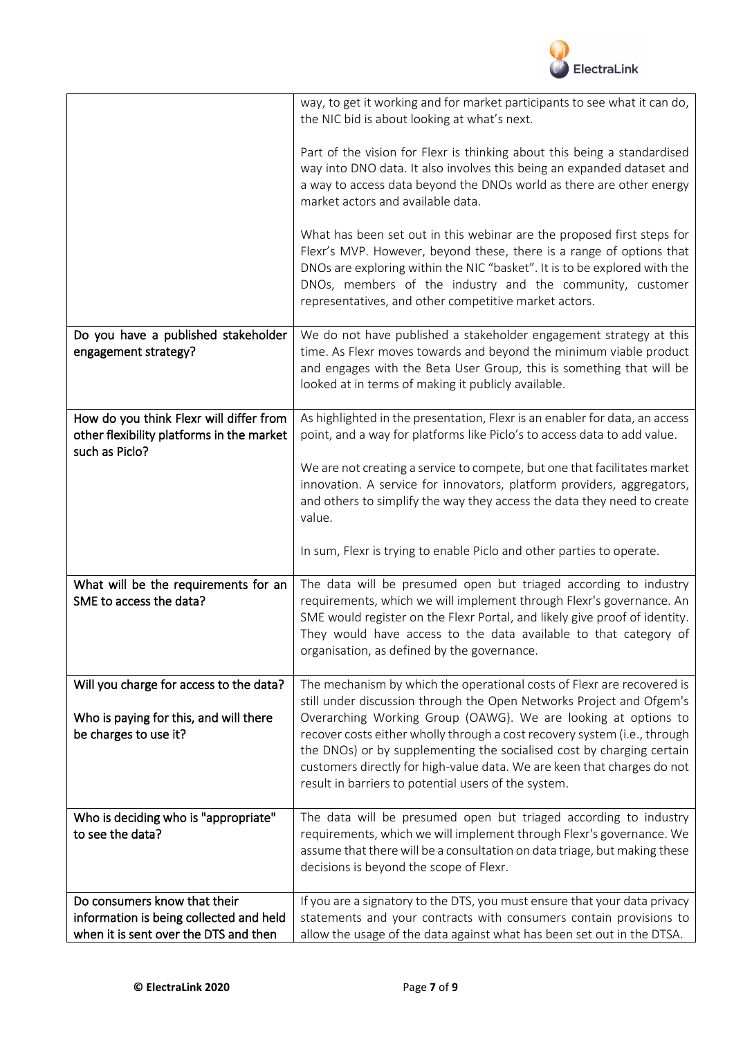| | |
|---|---|
| | way, to get it working and for market participants to see what it can do, the NIC bid is about looking at what's next.<br><br>Part of the vision for Flexr is thinking about this being a standardised way into DNO data. It also involves this being an expanded dataset and a way to access data beyond the DNOs world as there are other energy market actors and available data.<br><br>What has been set out in this webinar are the proposed first steps for Flexr's MVP. However, beyond these, there is a range of options that DNOs are exploring within the NIC "basket". It is to be explored with the DNOs, members of the industry and the community, customer representatives, and other competitive market actors. |
| Do you have a published stakeholder engagement strategy? | We do not have published a stakeholder engagement strategy at this time. As Flexr moves towards and beyond the minimum viable product and engages with the Beta User Group, this is something that will be looked at in terms of making it publicly available. |
| How do you think Flexr will differ from other flexibility platforms in the market such as Piclo? | As highlighted in the presentation, Flexr is an enabler for data, an access point, and a way for platforms like Piclo's to access data to add value.<br><br>We are not creating a service to compete, but one that facilitates market innovation. A service for innovators, platform providers, aggregators, and others to simplify the way they access the data they need to create value.<br><br>In sum, Flexr is trying to enable Piclo and other parties to operate. |
| What will be the requirements for an SME to access the data? | The data will be presumed open but triaged according to industry requirements, which we will implement through Flexr's governance. An SME would register on the Flexr Portal, and likely give proof of identity. They would have access to the data available to that category of organisation, as defined by the governance. |
| Will you charge for access to the data?<br><br>Who is paying for this, and will there be charges to use it? | The mechanism by which the operational costs of Flexr are recovered is still under discussion through the Open Networks Project and Ofgem's Overarching Working Group (OAWG). We are looking at options to recover costs either wholly through a cost recovery system (i.e., through the DNOs) or by supplementing the socialised cost by charging certain customers directly for high-value data. We are keen that charges do not result in barriers to potential users of the system. |
| Who is deciding who is "appropriate" to see the data? | The data will be presumed open but triaged according to industry requirements, which we will implement through Flexr's governance. We assume that there will be a consultation on data triage, but making these decisions is beyond the scope of Flexr. |
| Do consumers know that their information is being collected and held when it is sent over the DTS and then | If you are a signatory to the DTS, you must ensure that your data privacy statements and your contracts with consumers contain provisions to allow the usage of the data against what has been set out in the DTSA. |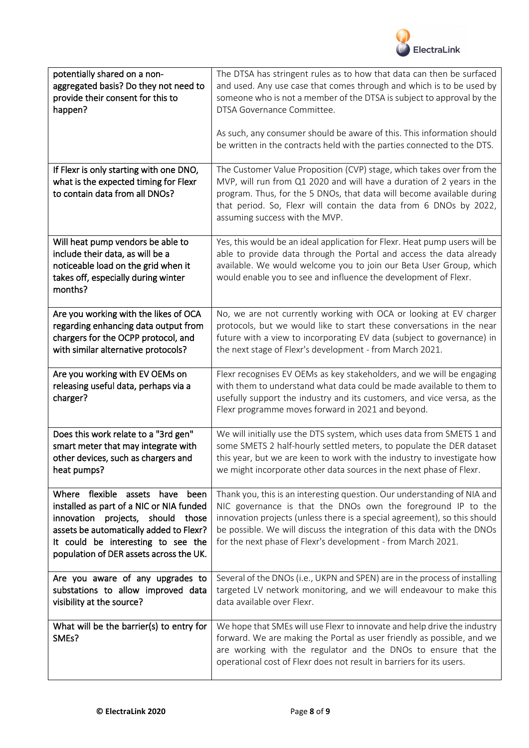| | |
|---|---|
| potentially shared on a non-aggregated basis? Do they not need to provide their consent for this to happen? | The DTSA has stringent rules as to how that data can then be surfaced and used. Any use case that comes through and which is to be used by someone who is not a member of the DTSA is subject to approval by the DTSA Governance Committee.<br><br>As such, any consumer should be aware of this. This information should be written in the contracts held with the parties connected to the DTS. |
| If Flexr is only starting with one DNO, what is the expected timing for Flexr to contain data from all DNOs? | The Customer Value Proposition (CVP) stage, which takes over from the MVP, will run from Q1 2020 and will have a duration of 2 years in the program. Thus, for the 5 DNOs, that data will become available during that period. So, Flexr will contain the data from 6 DNOs by 2022, assuming success with the MVP. |
| Will heat pump vendors be able to include their data, as will be a noticeable load on the grid when it takes off, especially during winter months? | Yes, this would be an ideal application for Flexr. Heat pump users will be able to provide data through the Portal and access the data already available. We would welcome you to join our Beta User Group, which would enable you to see and influence the development of Flexr. |
| Are you working with the likes of OCA regarding enhancing data output from chargers for the OCPP protocol, and with similar alternative protocols? | No, we are not currently working with OCA or looking at EV charger protocols, but we would like to start these conversations in the near future with a view to incorporating EV data (subject to governance) in the next stage of Flexr's development - from March 2021. |
| Are you working with EV OEMs on releasing useful data, perhaps via a charger? | Flexr recognises EV OEMs as key stakeholders, and we will be engaging with them to understand what data could be made available to them to usefully support the industry and its customers, and vice versa, as the Flexr programme moves forward in 2021 and beyond. |
| Does this work relate to a "3rd gen" smart meter that may integrate with other devices, such as chargers and heat pumps? | We will initially use the DTS system, which uses data from SMETS 1 and some SMETS 2 half-hourly settled meters, to populate the DER dataset this year, but we are keen to work with the industry to investigate how we might incorporate other data sources in the next phase of Flexr. |
| Where flexible assets have been installed as part of a NIC or NIA funded innovation projects, should those assets be automatically added to Flexr? It could be interesting to see the population of DER assets across the UK. | Thank you, this is an interesting question. Our understanding of NIA and NIC governance is that the DNOs own the foreground IP to the innovation projects (unless there is a special agreement), so this should be possible. We will discuss the integration of this data with the DNOs for the next phase of Flexr's development - from March 2021. |
| Are you aware of any upgrades to substations to allow improved data visibility at the source? | Several of the DNOs (i.e., UKPN and SPEN) are in the process of installing targeted LV network monitoring, and we will endeavour to make this data available over Flexr. |
| What will be the barrier(s) to entry for SMEs? | We hope that SMEs will use Flexr to innovate and help drive the industry forward. We are making the Portal as user friendly as possible, and we are working with the regulator and the DNOs to ensure that the operational cost of Flexr does not result in barriers for its users. |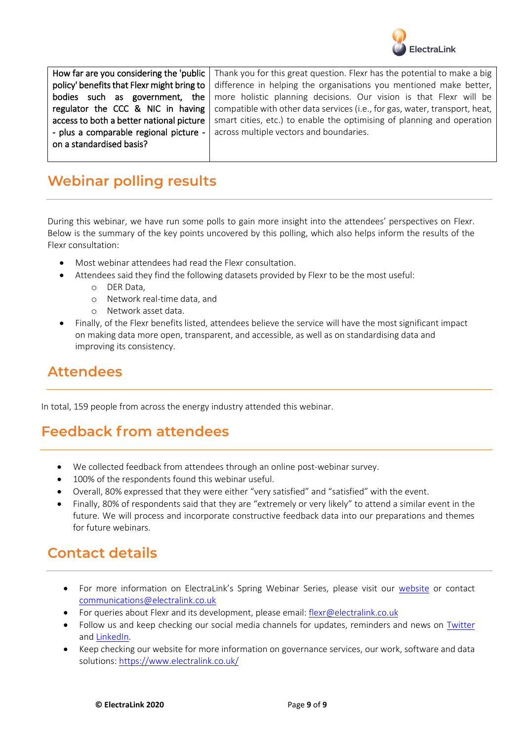| | |
|---|---|
| How far are you considering the 'public policy' benefits that Flexr might bring to bodies such as government, the regulator the CCC & NIC in having access to both a better national picture - plus a comparable regional picture - on a standardised basis? | Thank you for this great question. Flexr has the potential to make a big difference in helping the organisations you mentioned make better, more holistic planning decisions. Our vision is that Flexr will be compatible with other data services (i.e., for gas, water, transport, heat, smart cities, etc.) to enable the optimising of planning and operation across multiple vectors and boundaries. |

## Webinar polling results

During this webinar, we have run some polls to gain more insight into the attendees' perspectives on Flexr. Below is the summary of the key points uncovered by this polling, which also helps inform the results of the Flexr consultation:

- Most webinar attendees had read the Flexr consultation.
- Attendees said they find the following datasets provided by Flexr to be the most useful:
  - DER Data,
  - Network real-time data, and
  - Network asset data.
- Finally, of the Flexr benefits listed, attendees believe the service will have the most significant impact on making data more open, transparent, and accessible, as well as on standardising data and improving its consistency.

## Attendees

In total, 159 people from across the energy industry attended this webinar.

## Feedback from attendees

- We collected feedback from attendees through an online post-webinar survey.
- 100% of the respondents found this webinar useful.
- Overall, 80% expressed that they were either "very satisfied" and "satisfied" with the event.
- Finally, 80% of respondents said that they are "extremely or very likely" to attend a similar event in the future. We will process and incorporate constructive feedback data into our preparations and themes for future webinars.

## Contact details

- For more information on ElectraLink's Spring Webinar Series, please visit our website or contact communications@electralink.co.uk
- For queries about Flexr and its development, please email: flexr@electralink.co.uk
- Follow us and keep checking our social media channels for updates, reminders and news on Twitter and LinkedIn.
- Keep checking our website for more information on governance services, our work, software and data solutions: https://www.electralink.co.uk/

**© ElectraLink 2020**